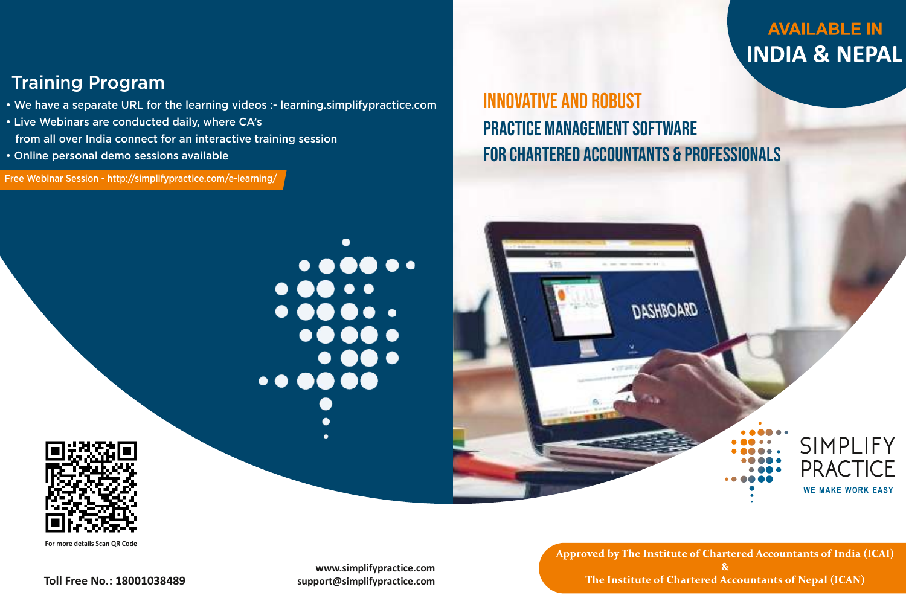## Training Program

- We have a separate URL for the learning videos :- learning.simplifypractice.com
- Live Webinars are conducted daily, where CA's from all over India connect for an interactive training session
- Online personal demo sessions available

Free Webinar Session - http://simplifypractice.com/e-learning/

For more details Scan QR Code

Toll Free No.: 18001038489

www.simplifypractice.com
support@simplifypractice.com

**AVAILABLE IN**
**INDIA & NEPAL**

# INNOVATIVE AND ROBUST
# PRACTICE MANAGEMENT SOFTWARE
# FOR CHARTERED ACCOUNTANTS & PROFESSIONALS

DASHBOARD

SIMPLIFY PRACTICE
WE MAKE WORK EASY

**Approved by The Institute of Chartered Accountants of India (ICAI)**
**&**
**The Institute of Chartered Accountants of Nepal (ICAN)**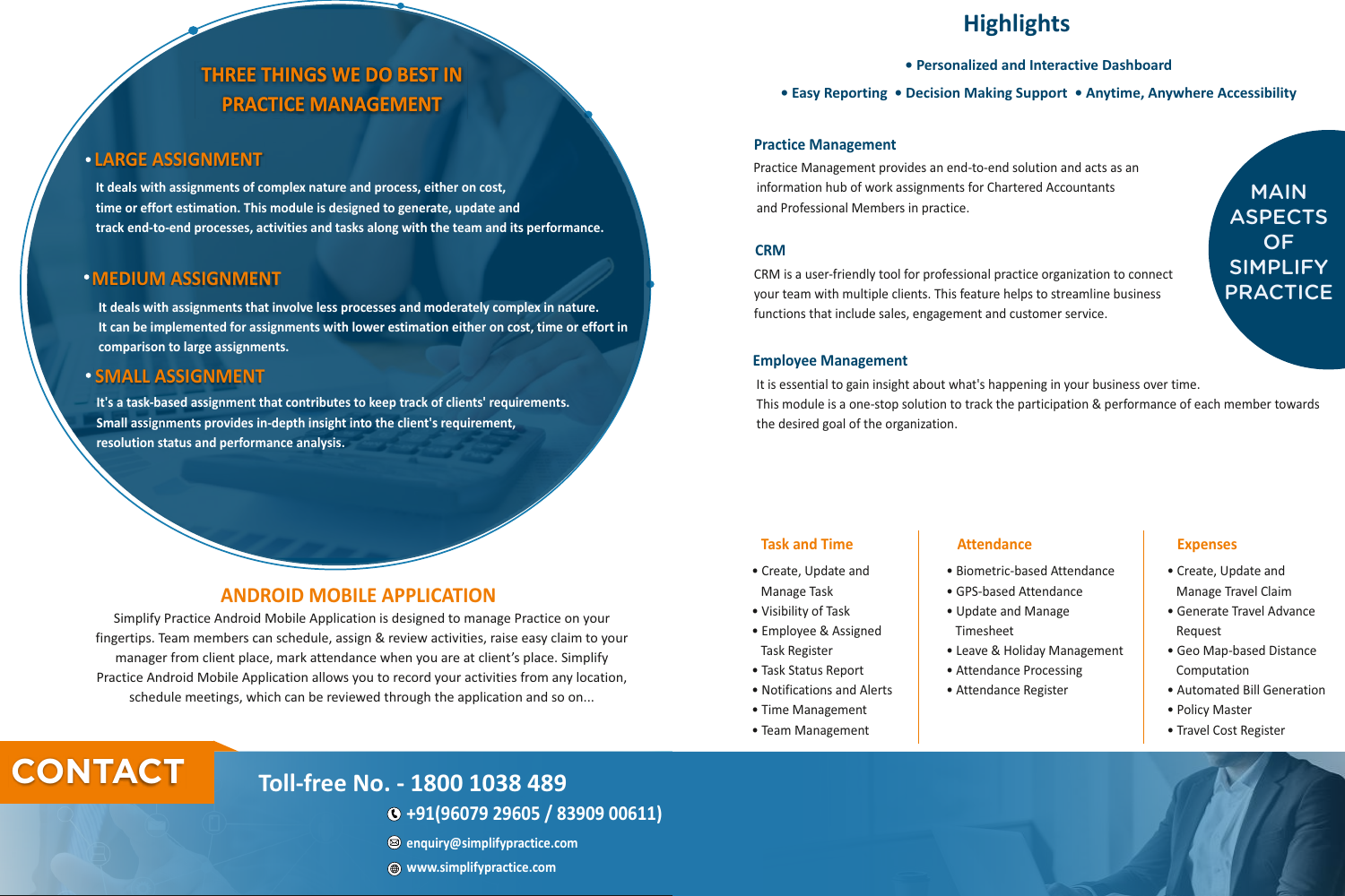## THREE THINGS WE DO BEST IN PRACTICE MANAGEMENT

### • LARGE ASSIGNMENT

It deals with assignments of complex nature and process, either on cost, time or effort estimation. This module is designed to generate, update and track end-to-end processes, activities and tasks along with the team and its performance.

### • MEDIUM ASSIGNMENT

It deals with assignments that involve less processes and moderately complex in nature. It can be implemented for assignments with lower estimation either on cost, time or effort in comparison to large assignments.

### • SMALL ASSIGNMENT

It's a task-based assignment that contributes to keep track of clients' requirements. Small assignments provides in-depth insight into the client's requirement, resolution status and performance analysis.

## ANDROID MOBILE APPLICATION

Simplify Practice Android Mobile Application is designed to manage Practice on your fingertips. Team members can schedule, assign & review activities, raise easy claim to your manager from client place, mark attendance when you are at client's place. Simplify Practice Android Mobile Application allows you to record your activities from any location, schedule meetings, which can be reviewed through the application and so on...

## Highlights

• Personalized and Interactive Dashboard

• Easy Reporting • Decision Making Support • Anytime, Anywhere Accessibility

## MAIN ASPECTS OF SIMPLIFY PRACTICE

### Practice Management

Practice Management provides an end-to-end solution and acts as an information hub of work assignments for Chartered Accountants and Professional Members in practice.

### CRM

CRM is a user-friendly tool for professional practice organization to connect your team with multiple clients. This feature helps to streamline business functions that include sales, engagement and customer service.

### Employee Management

It is essential to gain insight about what's happening in your business over time. This module is a one-stop solution to track the participation & performance of each member towards the desired goal of the organization.

### Task and Time

- Create, Update and Manage Task
- Visibility of Task
- Employee & Assigned Task Register
- Task Status Report
- Notifications and Alerts
- Time Management
- Team Management

### Attendance

- Biometric-based Attendance
- GPS-based Attendance
- Update and Manage Timesheet
- Leave & Holiday Management
- Attendance Processing
- Attendance Register

### Expenses

- Create, Update and Manage Travel Claim
- Generate Travel Advance Request
- Geo Map-based Distance Computation
- Automated Bill Generation
- Policy Master
- Travel Cost Register

## CONTACT

**Toll-free No. - 1800 1038 489**

**+91(96079 29605 / 83909 00611)**

**enquiry@simplifypractice.com**

**www.simplifypractice.com**